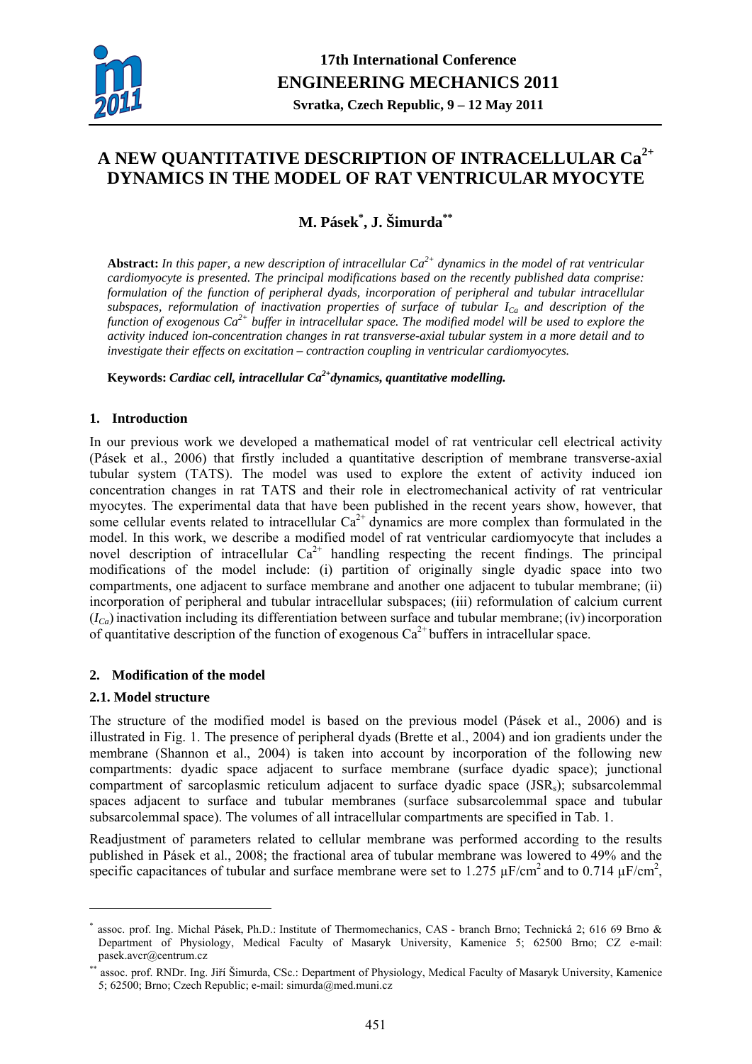# A NEW QUANTITATIVE DESCRIPTION OF INTRACELLULAR $Ca^{2+}$ DYNAMICS IN THE MODEL OF RAT VENTRICULAR MYOCYTE

## M. Pásek[*], J. Šimurda[**]

**Abstract:** *In this paper, a new description of intracellular $Ca^{2+}$ dynamics in the model of rat ventricular cardiomyocyte is presented. The principal modifications based on the recently published data comprise: formulation of the function of peripheral dyads, incorporation of peripheral and tubular intracellular subspaces, reformulation of inactivation properties of surface of tubular $I_{Ca}$ and description of the function of exogenous $Ca^{2+}$ buffer in intracellular space. The modified model will be used to explore the activity induced ion-concentration changes in rat transverse-axial tubular system in a more detail and to investigate their effects on excitation – contraction coupling in ventricular cardiomyocytes.*

**Keywords:** *Cardiac cell, intracellular $Ca^{2+}$dynamics, quantitative modelling.*

## 1. Introduction

In our previous work we developed a mathematical model of rat ventricular cell electrical activity (Pásek et al., 2006) that firstly included a quantitative description of membrane transverse-axial tubular system (TATS). The model was used to explore the extent of activity induced ion concentration changes in rat TATS and their role in electromechanical activity of rat ventricular myocytes. The experimental data that have been published in the recent years show, however, that some cellular events related to intracellular $Ca^{2+}$ dynamics are more complex than formulated in the model. In this work, we describe a modified model of rat ventricular cardiomyocyte that includes a novel description of intracellular $Ca^{2+}$ handling respecting the recent findings. The principal modifications of the model include: (i) partition of originally single dyadic space into two compartments, one adjacent to surface membrane and another one adjacent to tubular membrane; (ii) incorporation of peripheral and tubular intracellular subspaces; (iii) reformulation of calcium current ($I_{Ca}$) inactivation including its differentiation between surface and tubular membrane; (iv) incorporation of quantitative description of the function of exogenous $Ca^{2+}$ buffers in intracellular space.

## 2. Modification of the model

### 2.1. Model structure

The structure of the modified model is based on the previous model (Pásek et al., 2006) and is illustrated in Fig. 1. The presence of peripheral dyads (Brette et al., 2004) and ion gradients under the membrane (Shannon et al., 2004) is taken into account by incorporation of the following new compartments: dyadic space adjacent to surface membrane (surface dyadic space); junctional compartment of sarcoplasmic reticulum adjacent to surface dyadic space ($JSR_s$); subsarcolemmal spaces adjacent to surface and tubular membranes (surface subsarcolemmal space and tubular subsarcolemmal space). The volumes of all intracellular compartments are specified in Tab. 1.

Readjustment of parameters related to cellular membrane was performed according to the results published in Pásek et al., 2008; the fractional area of tubular membrane was lowered to 49% and the specific capacitances of tubular and surface membrane were set to 1.275 $\mu F/cm^2$ and to 0.714 $\mu F/cm^2$,

---

[*] assoc. prof. Ing. Michal Pásek, Ph.D.: Institute of Thermomechanics, CAS - branch Brno; Technická 2; 616 69 Brno & Department of Physiology, Medical Faculty of Masaryk University, Kamenice 5; 62500 Brno; CZ e-mail: pasek.avcr@centrum.cz

[**] assoc. prof. RNDr. Ing. Jiří Šimurda, CSc.: Department of Physiology, Medical Faculty of Masaryk University, Kamenice 5; 62500; Brno; Czech Republic; e-mail: simurda@med.muni.cz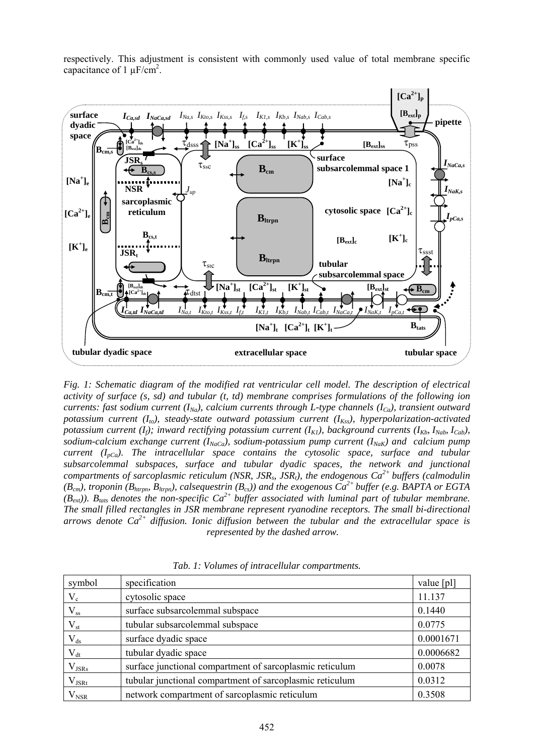respectively. This adjustment is consistent with commonly used value of total membrane specific capacitance of 1 μF/cm$^2$.

*Fig. 1: Schematic diagram of the modified rat ventricular cell model. The description of electrical activity of surface (s, sd) and tubular (t, td) membrane comprises formulations of the following ion currents: fast sodium current ($I_{Na}$), calcium currents through L-type channels ($I_{Ca}$), transient outward potassium current ($I_{to}$), steady-state outward potassium current ($I_{Kss}$), hyperpolarization-activated potassium current ($I_f$); inward rectifying potassium current ($I_{K1}$), background currents ($I_{Kb}$, $I_{Nab}$, $I_{Cab}$), sodium-calcium exchange current ($I_{NaCa}$), sodium-potassium pump current ($I_{NaK}$) and calcium pump current ($I_{pCa}$). The intracellular space contains the cytosolic space, surface and tubular subsarcolemmal subspaces, surface and tubular dyadic spaces, the network and junctional compartments of sarcoplasmic reticulum (NSR, $JSR_s$, $JSR_t$), the endogenous $Ca^{2+}$ buffers (calmodulin ($B_{cm}$), troponin ($B_{htrpn}$, $B_{ltrpn}$), calsequestrin ($B_{cs}$)) and the exogenous $Ca^{2+}$ buffer (e.g. BAPTA or EGTA ($B_{ext}$)). $B_{tats}$ denotes the non-specific $Ca^{2+}$ buffer associated with luminal part of tubular membrane. The small filled rectangles in JSR membrane represent ryanodine receptors. The small bi-directional arrows denote $Ca^{2+}$ diffusion. Ionic diffusion between the tubular and the extracellular space is represented by the dashed arrow.*

*Tab. 1: Volumes of intracellular compartments.*

| symbol | specification | value [pl] |
|---|---|---|
| $V_c$ | cytosolic space | 11.137 |
| $V_{ss}$ | surface subsarcolemmal subspace | 0.1440 |
| $V_{st}$ | tubular subsarcolemmal subspace | 0.0775 |
| $V_{ds}$ | surface dyadic space | 0.0001671 |
| $V_{dt}$ | tubular dyadic space | 0.0006682 |
| $V_{JSRs}$ | surface junctional compartment of sarcoplasmic reticulum | 0.0078 |
| $V_{JSRt}$ | tubular junctional compartment of sarcoplasmic reticulum | 0.0312 |
| $V_{NSR}$ | network compartment of sarcoplasmic reticulum | 0.3508 |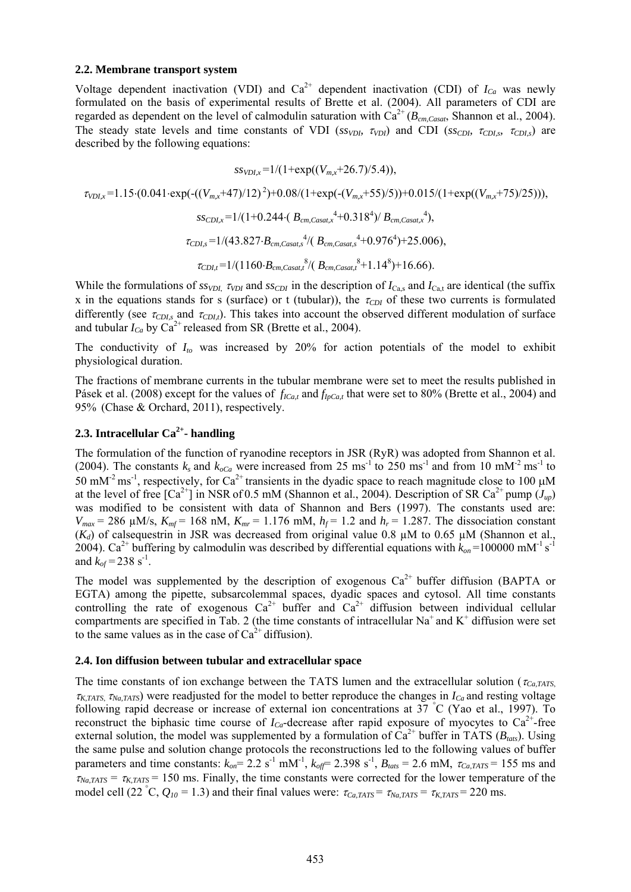### 2.2. Membrane transport system

Voltage dependent inactivation (VDI) and $Ca^{2+}$ dependent inactivation (CDI) of $I_{Ca}$ was newly formulated on the basis of experimental results of Brette et al. (2004). All parameters of CDI are regarded as dependent on the level of calmodulin saturation with $Ca^{2+}$ ($B_{cm,Casat}$, Shannon et al., 2004). The steady state levels and time constants of VDI ($ss_{VDI}$, $\tau_{VDI}$) and CDI ($ss_{CDI}$, $\tau_{CDI,s}$, $\tau_{CDI,s}$) are described by the following equations:

$$ss_{VDI,x} = 1/(1+\exp((V_{m,x}+26.7)/5.4)),$$

$$\tau_{VDI,x} = 1.15\cdot(0.041\cdot\exp(-((V_{m,x}+47)/12)^2)+0.08/(1+\exp(-(V_{m,x}+55)/5))+0.015/(1+\exp((V_{m,x}+75)/25))),$$

$$ss_{CDI,x} = 1/(1+0.244\cdot(B_{cm,Casat,x}{}^4+0.318^4)/B_{cm,Casat,x}{}^4),$$

$$\tau_{CDI,s} = 1/(43.827\cdot B_{cm,Casat,s}{}^4/(B_{cm,Casat,s}{}^4+0.976^4)+25.006),$$

$$\tau_{CDI,t} = 1/(1160\cdot B_{cm,Casat,t}{}^8/(B_{cm,Casat,t}{}^8+1.14^8)+16.66).$$

While the formulations of $ss_{VDI}$, $\tau_{VDI}$ and $ss_{CDI}$ in the description of $I_{Ca,s}$ and $I_{Ca,t}$ are identical (the suffix x in the equations stands for s (surface) or t (tubular)), the $\tau_{CDI}$ of these two currents is formulated differently (see $\tau_{CDI,s}$ and $\tau_{CDI,t}$). This takes into account the observed different modulation of surface and tubular $I_{Ca}$ by $Ca^{2+}$ released from SR (Brette et al., 2004).

The conductivity of $I_{to}$ was increased by 20% for action potentials of the model to exhibit physiological duration.

The fractions of membrane currents in the tubular membrane were set to meet the results published in Pásek et al. (2008) except for the values of $f_{ICa,t}$ and $f_{IpCa,t}$ that were set to 80% (Brette et al., 2004) and 95% (Chase & Orchard, 2011), respectively.

### 2.3. Intracellular $Ca^{2+}$- handling

The formulation of the function of ryanodine receptors in JSR (RyR) was adopted from Shannon et al. (2004). The constants $k_s$ and $k_{oCa}$ were increased from 25 ms$^{-1}$ to 250 ms$^{-1}$ and from 10 mM$^{-2}$ ms$^{-1}$ to 50 mM$^{-2}$ ms$^{-1}$, respectively, for $Ca^{2+}$ transients in the dyadic space to reach magnitude close to 100 μM at the level of free [$Ca^{2+}$] in NSR of 0.5 mM (Shannon et al., 2004). Description of SR $Ca^{2+}$ pump ($J_{up}$) was modified to be consistent with data of Shannon and Bers (1997). The constants used are: $V_{max}$ = 286 μM/s, $K_{mf}$ = 168 nM, $K_{mr}$ = 1.176 mM, $h_f$ = 1.2 and $h_r$ = 1.287. The dissociation constant ($K_d$) of calsequestrin in JSR was decreased from original value 0.8 μM to 0.65 μM (Shannon et al., 2004). $Ca^{2+}$ buffering by calmodulin was described by differential equations with $k_{on}$ =100000 mM$^{-1}$ s$^{-1}$ and $k_{of}$ = 238 s$^{-1}$.

The model was supplemented by the description of exogenous $Ca^{2+}$ buffer diffusion (BAPTA or EGTA) among the pipette, subsarcolemmal spaces, dyadic spaces and cytosol. All time constants controlling the rate of exogenous $Ca^{2+}$ buffer and $Ca^{2+}$ diffusion between individual cellular compartments are specified in Tab. 2 (the time constants of intracellular $Na^+$ and $K^+$ diffusion were set to the same values as in the case of $Ca^{2+}$ diffusion).

### 2.4. Ion diffusion between tubular and extracellular space

The time constants of ion exchange between the TATS lumen and the extracellular solution ($\tau_{Ca,TATS}$, $\tau_{K,TATS}$, $\tau_{Na,TATS}$) were readjusted for the model to better reproduce the changes in $I_{Ca}$ and resting voltage following rapid decrease or increase of external ion concentrations at 37 °C (Yao et al., 1997). To reconstruct the biphasic time course of $I_{Ca}$-decrease after rapid exposure of myocytes to $Ca^{2+}$-free external solution, the model was supplemented by a formulation of $Ca^{2+}$ buffer in TATS ($B_{tats}$). Using the same pulse and solution change protocols the reconstructions led to the following values of buffer parameters and time constants: $k_{on}$= 2.2 s$^{-1}$ mM$^{-1}$, $k_{off}$= 2.398 s$^{-1}$, $B_{tats}$ = 2.6 mM, $\tau_{Ca,TATS}$ = 155 ms and $\tau_{Na,TATS}$ = $\tau_{K,TATS}$ = 150 ms. Finally, the time constants were corrected for the lower temperature of the model cell (22 °C, $Q_{10}$ = 1.3) and their final values were: $\tau_{Ca,TATS}$ = $\tau_{Na,TATS}$ = $\tau_{K,TATS}$ = 220 ms.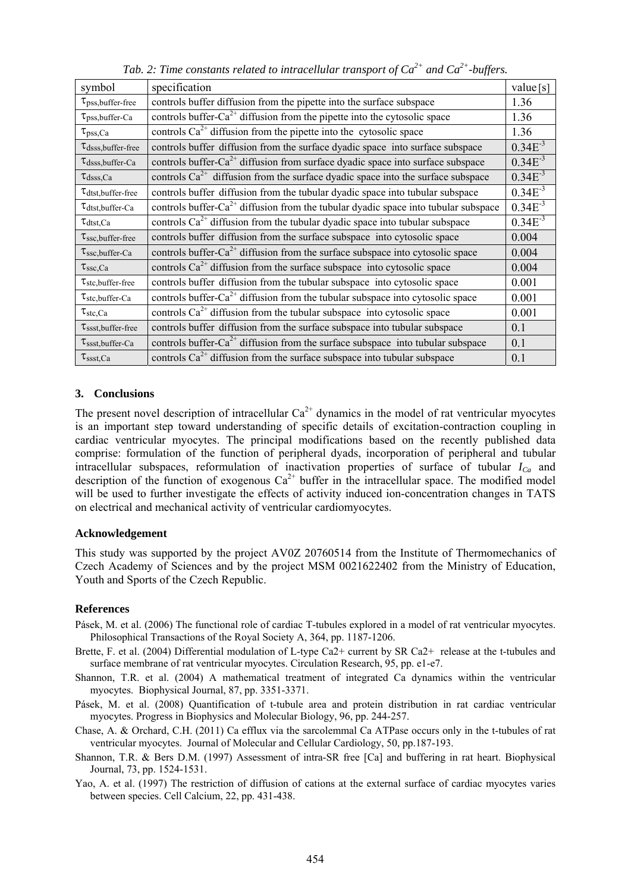*Tab. 2: Time constants related to intracellular transport of $Ca^{2+}$ and $Ca^{2+}$-buffers.*

| symbol | specification | value [s] |
|---|---|---|
| $\tau_{pss,buffer\text{-}free}$ | controls buffer diffusion from the pipette into the surface subspace | 1.36 |
| $\tau_{pss,buffer\text{-}Ca}$ | controls buffer-$Ca^{2+}$ diffusion from the pipette into the cytosolic space | 1.36 |
| $\tau_{pss,Ca}$ | controls $Ca^{2+}$ diffusion from the pipette into the cytosolic space | 1.36 |
| $\tau_{dsss,buffer\text{-}free}$ | controls buffer diffusion from the surface dyadic space into surface subspace | $0.34E^{-3}$ |
| $\tau_{dsss,buffer\text{-}Ca}$ | controls buffer-$Ca^{2+}$ diffusion from surface dyadic space into surface subspace | $0.34E^{-3}$ |
| $\tau_{dsss,Ca}$ | controls $Ca^{2+}$ diffusion from the surface dyadic space into the surface subspace | $0.34E^{-3}$ |
| $\tau_{dtst,buffer\text{-}free}$ | controls buffer diffusion from the tubular dyadic space into tubular subspace | $0.34E^{-3}$ |
| $\tau_{dtst,buffer\text{-}Ca}$ | controls buffer-$Ca^{2+}$ diffusion from the tubular dyadic space into tubular subspace | $0.34E^{-3}$ |
| $\tau_{dtst,Ca}$ | controls $Ca^{2+}$ diffusion from the tubular dyadic space into tubular subspace | $0.34E^{-3}$ |
| $\tau_{ssc,buffer\text{-}free}$ | controls buffer diffusion from the surface subspace into cytosolic space | 0.004 |
| $\tau_{ssc,buffer\text{-}Ca}$ | controls buffer-$Ca^{2+}$ diffusion from the surface subspace into cytosolic space | 0.004 |
| $\tau_{ssc,Ca}$ | controls $Ca^{2+}$ diffusion from the surface subspace into cytosolic space | 0.004 |
| $\tau_{stc,buffer\text{-}free}$ | controls buffer diffusion from the tubular subspace into cytosolic space | 0.001 |
| $\tau_{stc,buffer\text{-}Ca}$ | controls buffer-$Ca^{2+}$ diffusion from the tubular subspace into cytosolic space | 0.001 |
| $\tau_{stc,Ca}$ | controls $Ca^{2+}$ diffusion from the tubular subspace into cytosolic space | 0.001 |
| $\tau_{ssst,buffer\text{-}free}$ | controls buffer diffusion from the surface subspace into tubular subspace | 0.1 |
| $\tau_{ssst,buffer\text{-}Ca}$ | controls buffer-$Ca^{2+}$ diffusion from the surface subspace into tubular subspace | 0.1 |
| $\tau_{ssst,Ca}$ | controls $Ca^{2+}$ diffusion from the surface subspace into tubular subspace | 0.1 |

## 3. Conclusions

The present novel description of intracellular $Ca^{2+}$ dynamics in the model of rat ventricular myocytes is an important step toward understanding of specific details of excitation-contraction coupling in cardiac ventricular myocytes. The principal modifications based on the recently published data comprise: formulation of the function of peripheral dyads, incorporation of peripheral and tubular intracellular subspaces, reformulation of inactivation properties of surface of tubular $I_{Ca}$ and description of the function of exogenous $Ca^{2+}$ buffer in the intracellular space. The modified model will be used to further investigate the effects of activity induced ion-concentration changes in TATS on electrical and mechanical activity of ventricular cardiomyocytes.

### Acknowledgement

This study was supported by the project AV0Z 20760514 from the Institute of Thermomechanics of Czech Academy of Sciences and by the project MSM 0021622402 from the Ministry of Education, Youth and Sports of the Czech Republic.

### References

Pásek, M. et al. (2006) The functional role of cardiac T-tubules explored in a model of rat ventricular myocytes. Philosophical Transactions of the Royal Society A, 364, pp. 1187-1206.

Brette, F. et al. (2004) Differential modulation of L-type Ca2+ current by SR Ca2+ release at the t-tubules and surface membrane of rat ventricular myocytes. Circulation Research, 95, pp. e1-e7.

Shannon, T.R. et al. (2004) A mathematical treatment of integrated Ca dynamics within the ventricular myocytes. Biophysical Journal, 87, pp. 3351-3371.

Pásek, M. et al. (2008) Quantification of t-tubule area and protein distribution in rat cardiac ventricular myocytes. Progress in Biophysics and Molecular Biology, 96, pp. 244-257.

Chase, A. & Orchard, C.H. (2011) Ca efflux via the sarcolemmal Ca ATPase occurs only in the t-tubules of rat ventricular myocytes. Journal of Molecular and Cellular Cardiology, 50, pp.187-193.

Shannon, T.R. & Bers D.M. (1997) Assessment of intra-SR free [Ca] and buffering in rat heart. Biophysical Journal, 73, pp. 1524-1531.

Yao, A. et al. (1997) The restriction of diffusion of cations at the external surface of cardiac myocytes varies between species. Cell Calcium, 22, pp. 431-438.